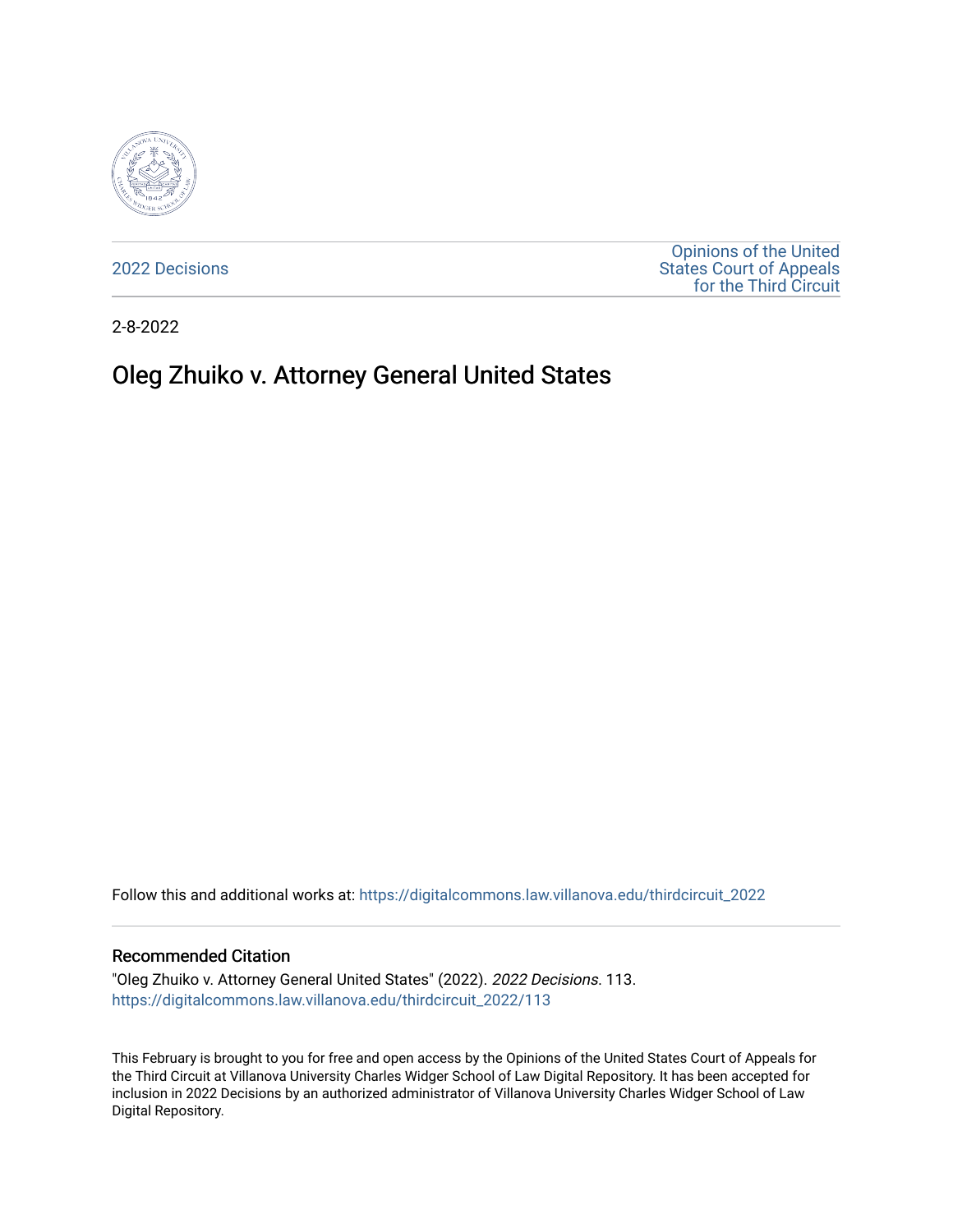2022 Decisions

Opinions of the United States Court of Appeals for the Third Circuit

2-8-2022

# Oleg Zhuiko v. Attorney General United States

Follow this and additional works at: https://digitalcommons.law.villanova.edu/thirdcircuit_2022

### Recommended Citation

"Oleg Zhuiko v. Attorney General United States" (2022). *2022 Decisions*. 113.
https://digitalcommons.law.villanova.edu/thirdcircuit_2022/113

This February is brought to you for free and open access by the Opinions of the United States Court of Appeals for the Third Circuit at Villanova University Charles Widger School of Law Digital Repository. It has been accepted for inclusion in 2022 Decisions by an authorized administrator of Villanova University Charles Widger School of Law Digital Repository.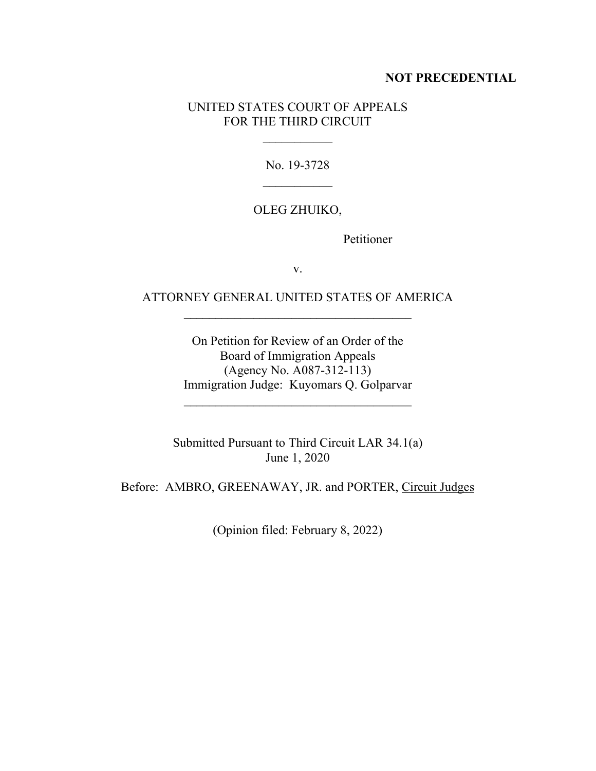**NOT PRECEDENTIAL**

UNITED STATES COURT OF APPEALS
FOR THE THIRD CIRCUIT

\_\_\_\_\_\_\_\_\_\_\_

No. 19-3728

\_\_\_\_\_\_\_\_\_\_\_

OLEG ZHUIKO,

Petitioner

v.

ATTORNEY GENERAL UNITED STATES OF AMERICA

\_\_\_\_\_\_\_\_\_\_\_\_\_\_\_\_\_\_\_\_\_\_\_\_\_\_\_\_\_\_\_\_\_\_\_\_

On Petition for Review of an Order of the
Board of Immigration Appeals
(Agency No. A087-312-113)
Immigration Judge: Kuyomars Q. Golparvar

\_\_\_\_\_\_\_\_\_\_\_\_\_\_\_\_\_\_\_\_\_\_\_\_\_\_\_\_\_\_\_\_\_\_\_\_

Submitted Pursuant to Third Circuit LAR 34.1(a)
June 1, 2020

Before: AMBRO, GREENAWAY, JR. and PORTER, Circuit Judges

(Opinion filed: February 8, 2022)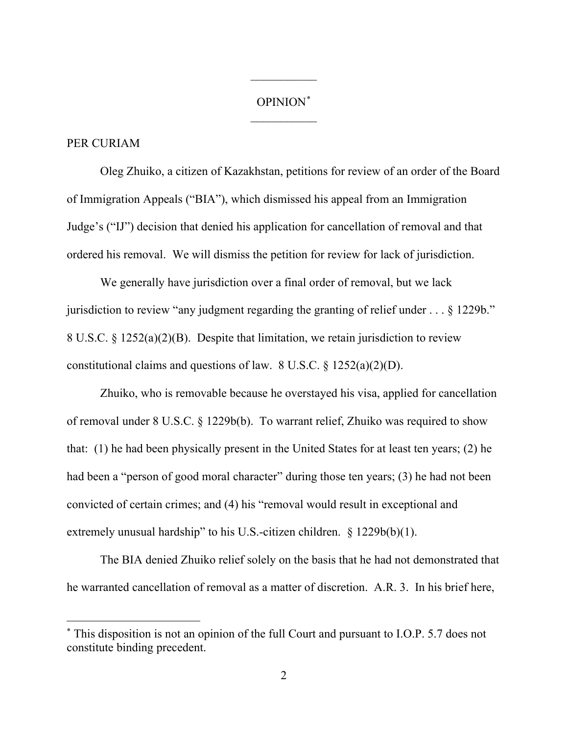---

OPINION*

---

PER CURIAM

Oleg Zhuiko, a citizen of Kazakhstan, petitions for review of an order of the Board of Immigration Appeals ("BIA"), which dismissed his appeal from an Immigration Judge's ("IJ") decision that denied his application for cancellation of removal and that ordered his removal. We will dismiss the petition for review for lack of jurisdiction.

We generally have jurisdiction over a final order of removal, but we lack jurisdiction to review "any judgment regarding the granting of relief under . . . § 1229b." 8 U.S.C. § 1252(a)(2)(B). Despite that limitation, we retain jurisdiction to review constitutional claims and questions of law. 8 U.S.C. § 1252(a)(2)(D).

Zhuiko, who is removable because he overstayed his visa, applied for cancellation of removal under 8 U.S.C. § 1229b(b). To warrant relief, Zhuiko was required to show that: (1) he had been physically present in the United States for at least ten years; (2) he had been a "person of good moral character" during those ten years; (3) he had not been convicted of certain crimes; and (4) his "removal would result in exceptional and extremely unusual hardship" to his U.S.-citizen children. § 1229b(b)(1).

The BIA denied Zhuiko relief solely on the basis that he had not demonstrated that he warranted cancellation of removal as a matter of discretion. A.R. 3. In his brief here,

---

* This disposition is not an opinion of the full Court and pursuant to I.O.P. 5.7 does not constitute binding precedent.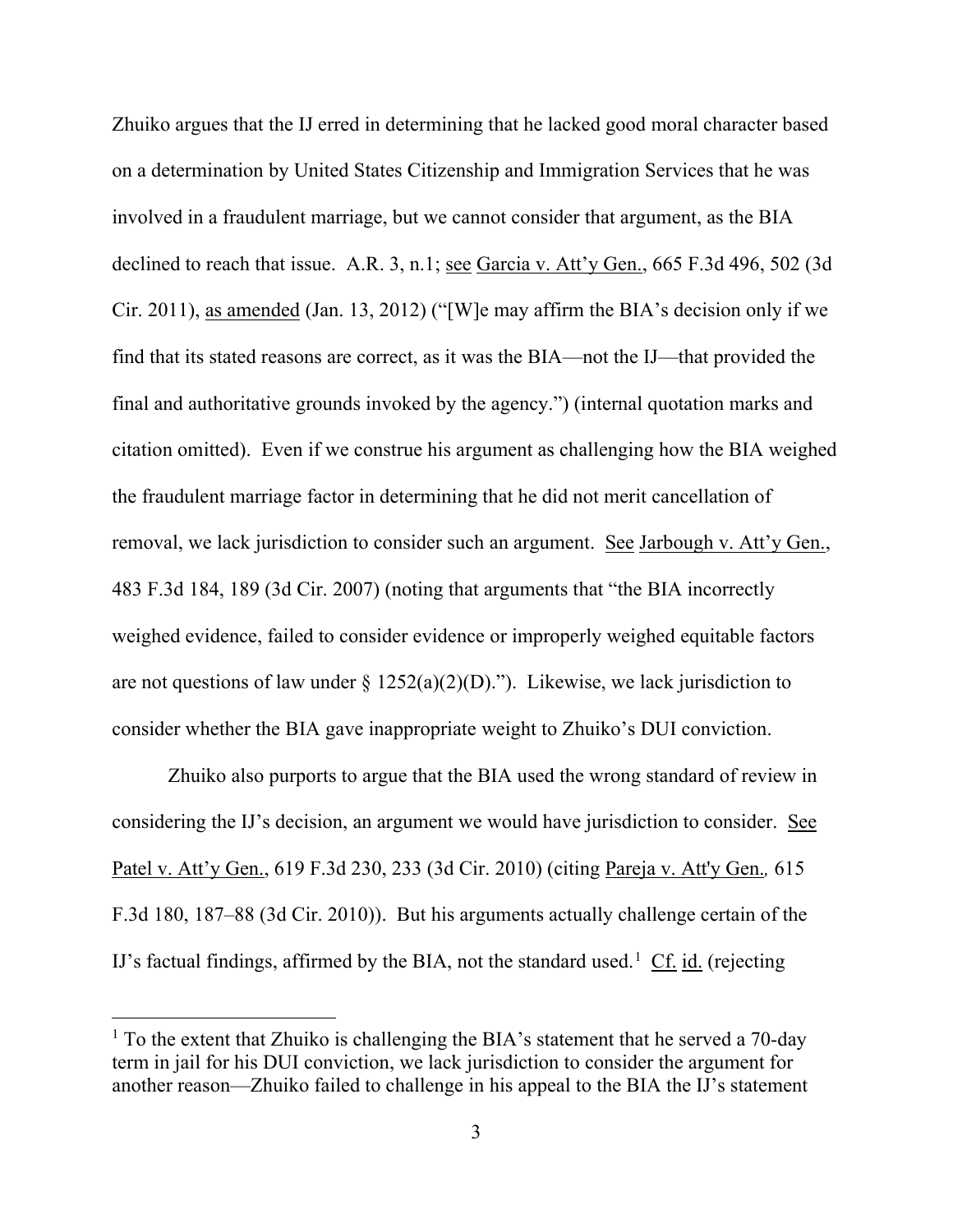Zhuiko argues that the IJ erred in determining that he lacked good moral character based on a determination by United States Citizenship and Immigration Services that he was involved in a fraudulent marriage, but we cannot consider that argument, as the BIA declined to reach that issue. A.R. 3, n.1; see Garcia v. Att'y Gen., 665 F.3d 496, 502 (3d Cir. 2011), as amended (Jan. 13, 2012) ("[W]e may affirm the BIA's decision only if we find that its stated reasons are correct, as it was the BIA—not the IJ—that provided the final and authoritative grounds invoked by the agency.") (internal quotation marks and citation omitted). Even if we construe his argument as challenging how the BIA weighed the fraudulent marriage factor in determining that he did not merit cancellation of removal, we lack jurisdiction to consider such an argument. See Jarbough v. Att'y Gen., 483 F.3d 184, 189 (3d Cir. 2007) (noting that arguments that "the BIA incorrectly weighed evidence, failed to consider evidence or improperly weighed equitable factors are not questions of law under § 1252(a)(2)(D)."). Likewise, we lack jurisdiction to consider whether the BIA gave inappropriate weight to Zhuiko's DUI conviction.

Zhuiko also purports to argue that the BIA used the wrong standard of review in considering the IJ's decision, an argument we would have jurisdiction to consider. See Patel v. Att'y Gen., 619 F.3d 230, 233 (3d Cir. 2010) (citing Pareja v. Att'y Gen., 615 F.3d 180, 187–88 (3d Cir. 2010)). But his arguments actually challenge certain of the IJ's factual findings, affirmed by the BIA, not the standard used.[1] Cf. id. (rejecting

---

[1] To the extent that Zhuiko is challenging the BIA's statement that he served a 70-day term in jail for his DUI conviction, we lack jurisdiction to consider the argument for another reason—Zhuiko failed to challenge in his appeal to the BIA the IJ's statement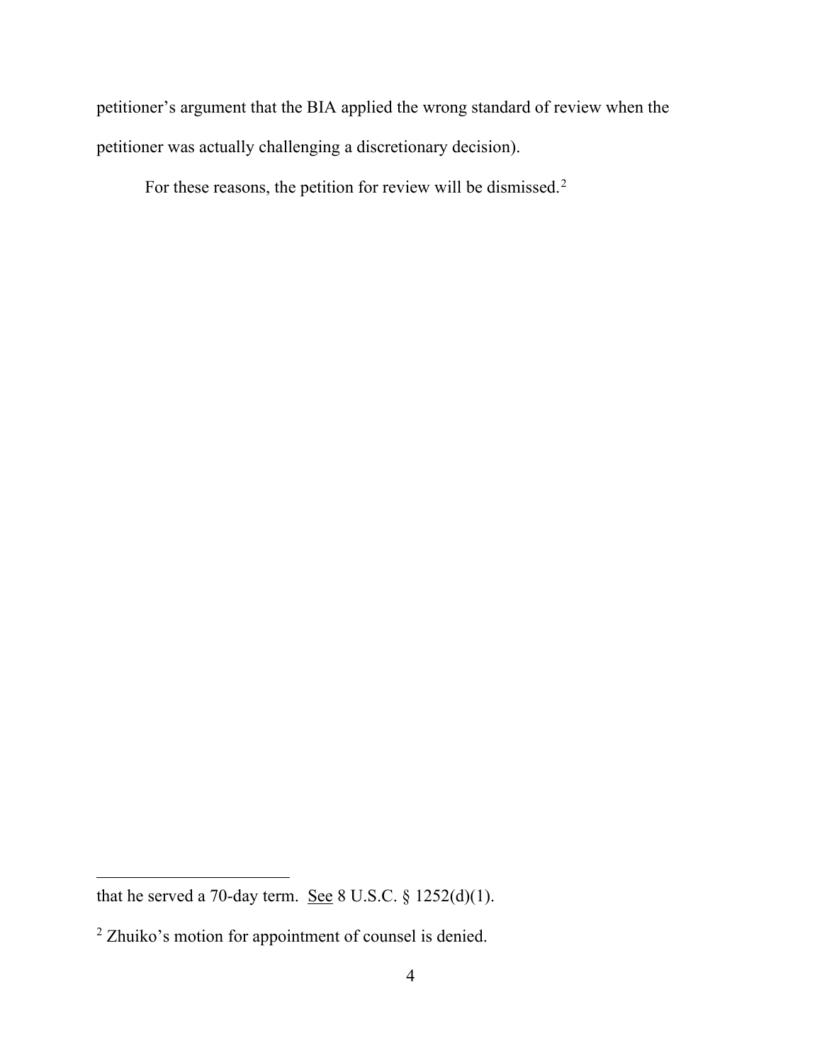petitioner's argument that the BIA applied the wrong standard of review when the petitioner was actually challenging a discretionary decision).

For these reasons, the petition for review will be dismissed.[2]

---

that he served a 70-day term. See 8 U.S.C. § 1252(d)(1).

[2] Zhuiko's motion for appointment of counsel is denied.